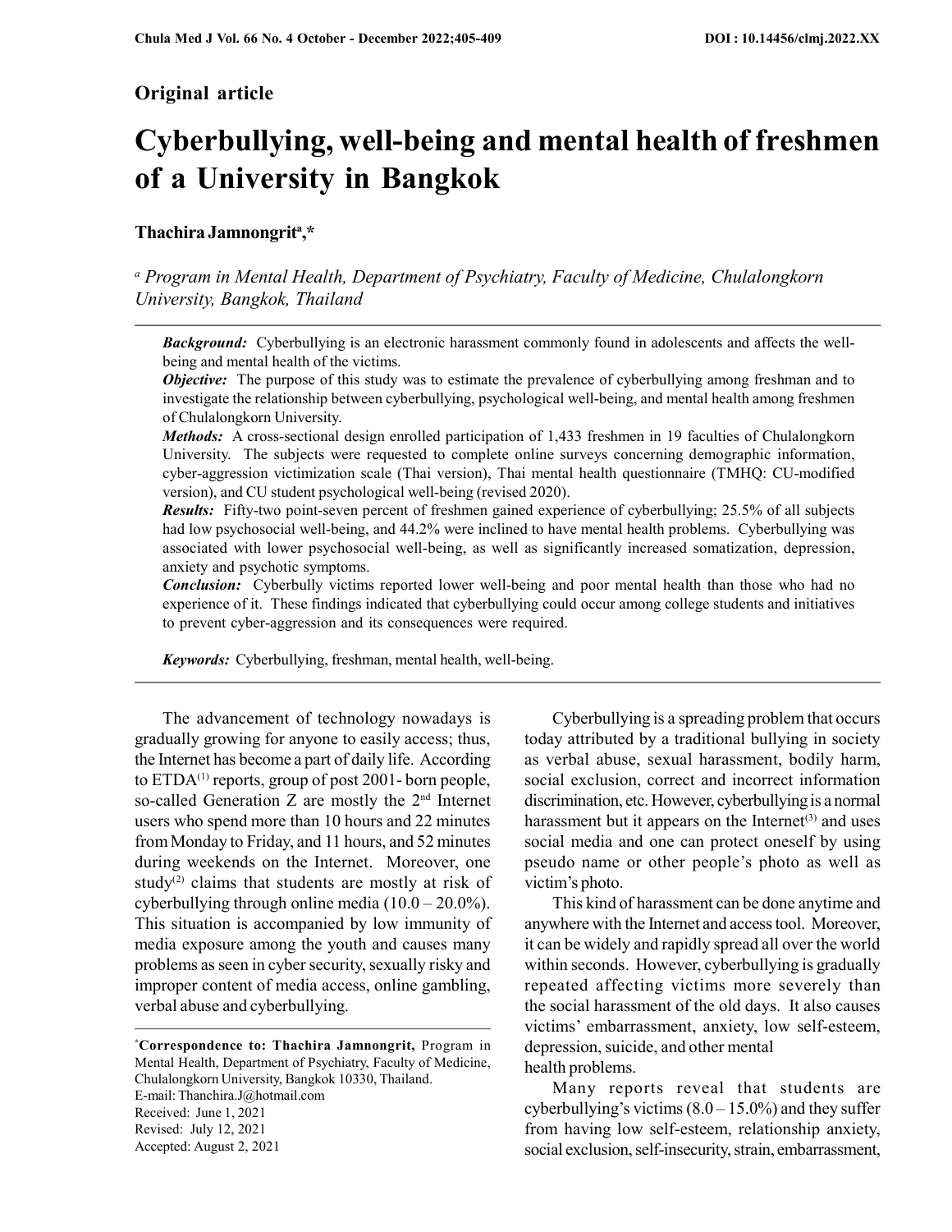Original article

# Cyberbullying, well-being and mental health of freshmen of a University in Bangkok

**Thachira Jamnongrit[a],***

[a] *Program in Mental Health, Department of Psychiatry, Faculty of Medicine, Chulalongkorn University, Bangkok, Thailand*

---

***Background:*** Cyberbullying is an electronic harassment commonly found in adolescents and affects the well-being and mental health of the victims.

***Objective:*** The purpose of this study was to estimate the prevalence of cyberbullying among freshman and to investigate the relationship between cyberbullying, psychological well-being, and mental health among freshmen of Chulalongkorn University.

***Methods:*** A cross-sectional design enrolled participation of 1,433 freshmen in 19 faculties of Chulalongkorn University. The subjects were requested to complete online surveys concerning demographic information, cyber-aggression victimization scale (Thai version), Thai mental health questionnaire (TMHQ: CU-modified version), and CU student psychological well-being (revised 2020).

***Results:*** Fifty-two point-seven percent of freshmen gained experience of cyberbullying; 25.5% of all subjects had low psychosocial well-being, and 44.2% were inclined to have mental health problems. Cyberbullying was associated with lower psychosocial well-being, as well as significantly increased somatization, depression, anxiety and psychotic symptoms.

***Conclusion:*** Cyberbully victims reported lower well-being and poor mental health than those who had no experience of it. These findings indicated that cyberbullying could occur among college students and initiatives to prevent cyber-aggression and its consequences were required.

***Keywords:*** Cyberbullying, freshman, mental health, well-being.

---

The advancement of technology nowadays is gradually growing for anyone to easily access; thus, the Internet has become a part of daily life. According to ETDA[1] reports, group of post 2001- born people, so-called Generation Z are mostly the 2nd Internet users who spend more than 10 hours and 22 minutes from Monday to Friday, and 11 hours, and 52 minutes during weekends on the Internet. Moreover, one study[2] claims that students are mostly at risk of cyberbullying through online media (10.0 – 20.0%). This situation is accompanied by low immunity of media exposure among the youth and causes many problems as seen in cyber security, sexually risky and improper content of media access, online gambling, verbal abuse and cyberbullying.

Cyberbullying is a spreading problem that occurs today attributed by a traditional bullying in society as verbal abuse, sexual harassment, bodily harm, social exclusion, correct and incorrect information discrimination, etc. However, cyberbullying is a normal harassment but it appears on the Internet[3] and uses social media and one can protect oneself by using pseudo name or other people's photo as well as victim's photo.

This kind of harassment can be done anytime and anywhere with the Internet and access tool. Moreover, it can be widely and rapidly spread all over the world within seconds. However, cyberbullying is gradually repeated affecting victims more severely than the social harassment of the old days. It also causes victims' embarrassment, anxiety, low self-esteem, depression, suicide, and other mental health problems.

Many reports reveal that students are cyberbullying's victims (8.0 – 15.0%) and they suffer from having low self-esteem, relationship anxiety, social exclusion, self-insecurity, strain, embarrassment,

---

*Correspondence to: **Thachira Jamnongrit,** Program in Mental Health, Department of Psychiatry, Faculty of Medicine, Chulalongkorn University, Bangkok 10330, Thailand.
E-mail: Thanchira.J@hotmail.com
Received: June 1, 2021
Revised: July 12, 2021
Accepted: August 2, 2021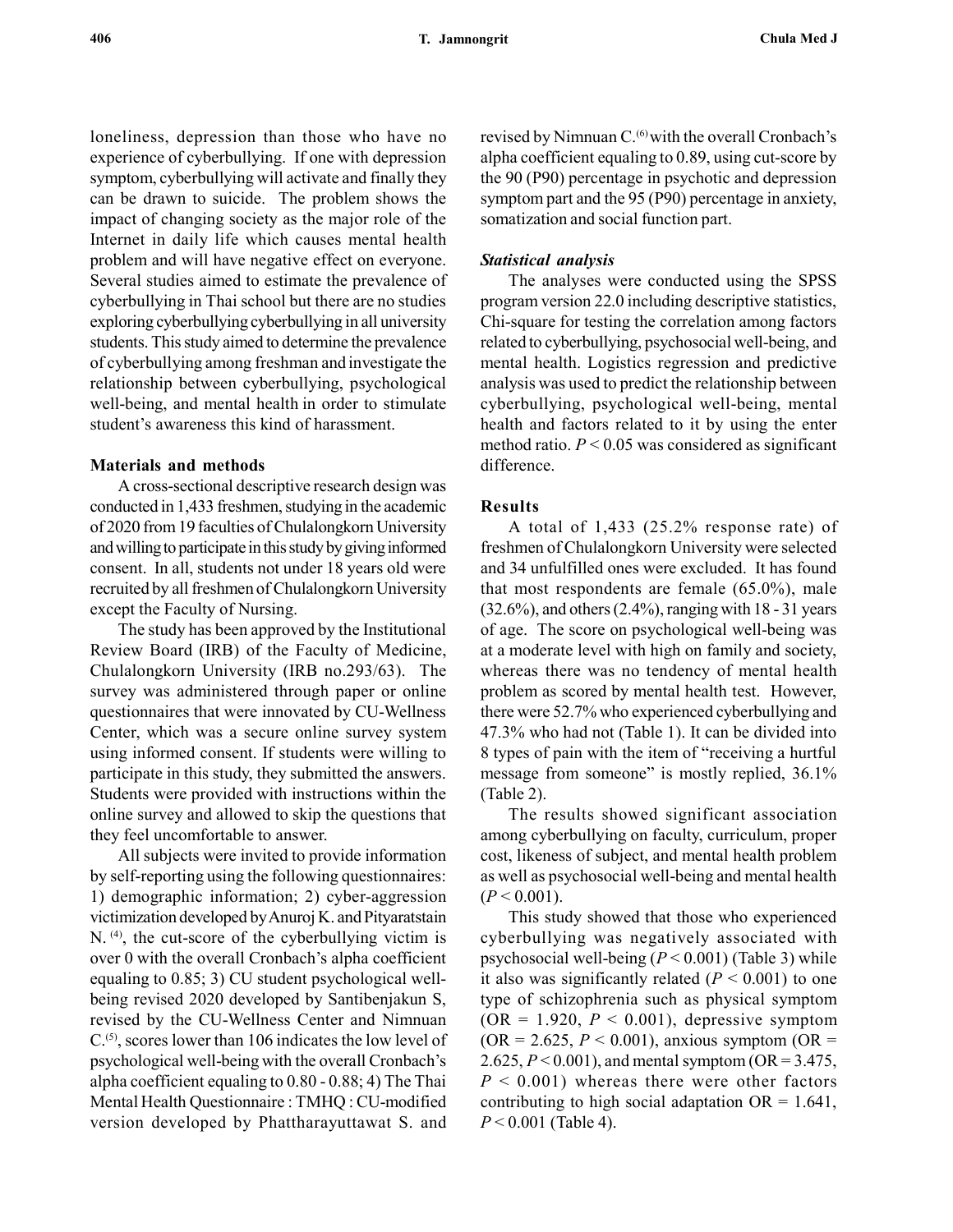loneliness, depression than those who have no experience of cyberbullying. If one with depression symptom, cyberbullying will activate and finally they can be drawn to suicide. The problem shows the impact of changing society as the major role of the Internet in daily life which causes mental health problem and will have negative effect on everyone. Several studies aimed to estimate the prevalence of cyberbullying in Thai school but there are no studies exploring cyberbullying cyberbullying in all university students. This study aimed to determine the prevalence of cyberbullying among freshman and investigate the relationship between cyberbullying, psychological well-being, and mental health in order to stimulate student's awareness this kind of harassment.

## Materials and methods

A cross-sectional descriptive research design was conducted in 1,433 freshmen, studying in the academic of 2020 from 19 faculties of Chulalongkorn University and willing to participate in this study by giving informed consent. In all, students not under 18 years old were recruited by all freshmen of Chulalongkorn University except the Faculty of Nursing.

The study has been approved by the Institutional Review Board (IRB) of the Faculty of Medicine, Chulalongkorn University (IRB no.293/63). The survey was administered through paper or online questionnaires that were innovated by CU-Wellness Center, which was a secure online survey system using informed consent. If students were willing to participate in this study, they submitted the answers. Students were provided with instructions within the online survey and allowed to skip the questions that they feel uncomfortable to answer.

All subjects were invited to provide information by self-reporting using the following questionnaires: 1) demographic information; 2) cyber-aggression victimization developed by Anuroj K. and Pityaratstain N. [(4)], the cut-score of the cyberbullying victim is over 0 with the overall Cronbach's alpha coefficient equaling to 0.85; 3) CU student psychological well-being revised 2020 developed by Santibenjakun S, revised by the CU-Wellness Center and Nimnuan C.[(5)], scores lower than 106 indicates the low level of psychological well-being with the overall Cronbach's alpha coefficient equaling to 0.80 - 0.88; 4) The Thai Mental Health Questionnaire : TMHQ : CU-modified version developed by Phattharayuttawat S. and revised by Nimnuan C.[(6)] with the overall Cronbach's alpha coefficient equaling to 0.89, using cut-score by the 90 (P90) percentage in psychotic and depression symptom part and the 95 (P90) percentage in anxiety, somatization and social function part.

### *Statistical analysis*

The analyses were conducted using the SPSS program version 22.0 including descriptive statistics, Chi-square for testing the correlation among factors related to cyberbullying, psychosocial well-being, and mental health. Logistics regression and predictive analysis was used to predict the relationship between cyberbullying, psychological well-being, mental health and factors related to it by using the enter method ratio. $P < 0.05$ was considered as significant difference.

## Results

A total of 1,433 (25.2% response rate) of freshmen of Chulalongkorn University were selected and 34 unfulfilled ones were excluded. It has found that most respondents are female (65.0%), male (32.6%), and others (2.4%), ranging with 18 - 31 years of age. The score on psychological well-being was at a moderate level with high on family and society, whereas there was no tendency of mental health problem as scored by mental health test. However, there were 52.7% who experienced cyberbullying and 47.3% who had not (Table 1). It can be divided into 8 types of pain with the item of "receiving a hurtful message from someone" is mostly replied, 36.1% (Table 2).

The results showed significant association among cyberbullying on faculty, curriculum, proper cost, likeness of subject, and mental health problem as well as psychosocial well-being and mental health ($P < 0.001$).

This study showed that those who experienced cyberbullying was negatively associated with psychosocial well-being ($P < 0.001$) (Table 3) while it also was significantly related ($P < 0.001$) to one type of schizophrenia such as physical symptom (OR = 1.920, $P < 0.001$), depressive symptom (OR = 2.625, $P < 0.001$), anxious symptom (OR = 2.625, $P < 0.001$), and mental symptom (OR = 3.475, $P < 0.001$) whereas there were other factors contributing to high social adaptation OR = 1.641, $P < 0.001$ (Table 4).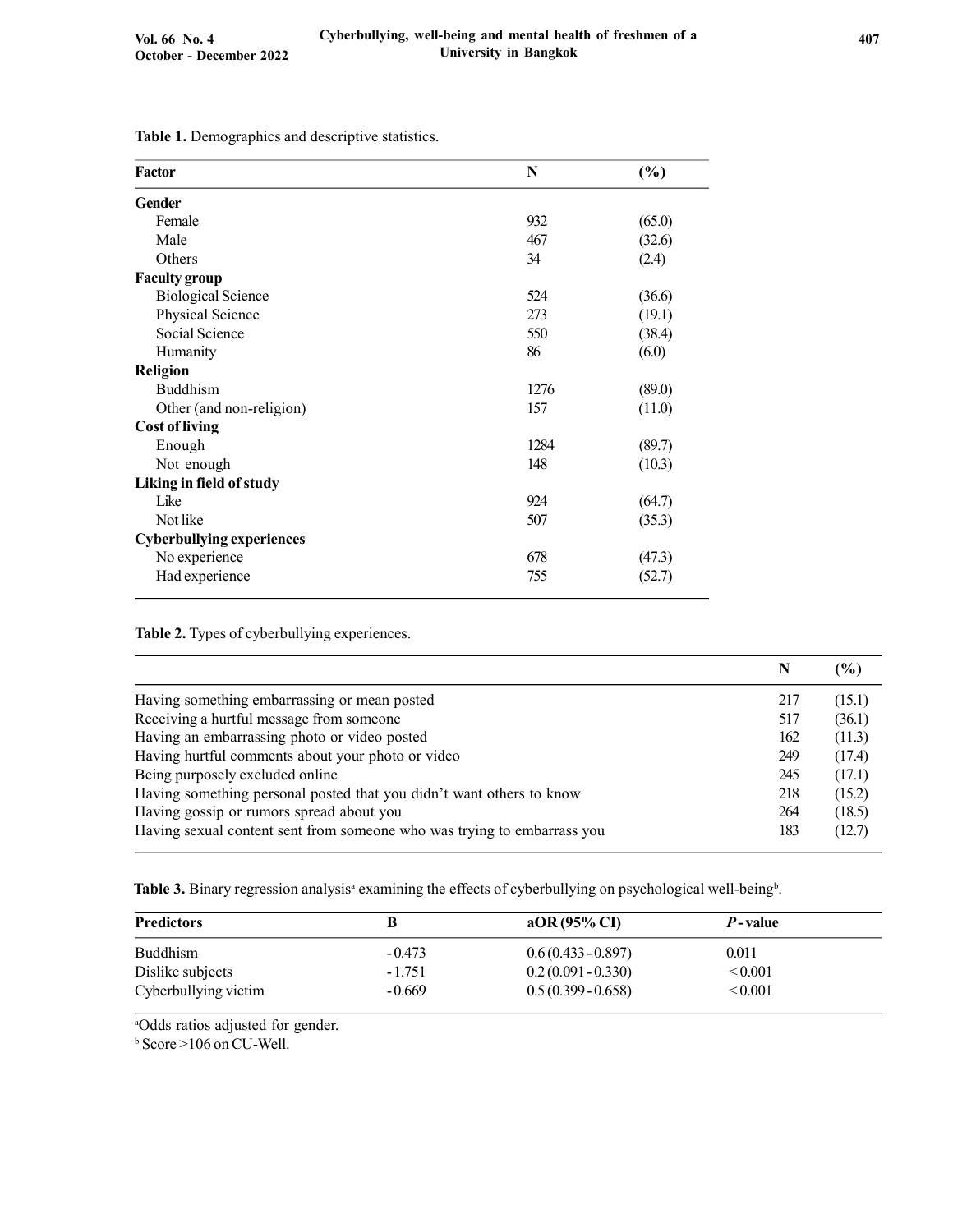**Table 1.** Demographics and descriptive statistics.

| Factor | N | (%) |
|---|---|---|
| **Gender** | | |
| Female | 932 | (65.0) |
| Male | 467 | (32.6) |
| Others | 34 | (2.4) |
| **Faculty group** | | |
| Biological Science | 524 | (36.6) |
| Physical Science | 273 | (19.1) |
| Social Science | 550 | (38.4) |
| Humanity | 86 | (6.0) |
| **Religion** | | |
| Buddhism | 1276 | (89.0) |
| Other (and non-religion) | 157 | (11.0) |
| **Cost of living** | | |
| Enough | 1284 | (89.7) |
| Not enough | 148 | (10.3) |
| **Liking in field of study** | | |
| Like | 924 | (64.7) |
| Not like | 507 | (35.3) |
| **Cyberbullying experiences** | | |
| No experience | 678 | (47.3) |
| Had experience | 755 | (52.7) |

**Table 2.** Types of cyberbullying experiences.

| | N | (%) |
|---|---|---|
| Having something embarrassing or mean posted | 217 | (15.1) |
| Receiving a hurtful message from someone | 517 | (36.1) |
| Having an embarrassing photo or video posted | 162 | (11.3) |
| Having hurtful comments about your photo or video | 249 | (17.4) |
| Being purposely excluded online | 245 | (17.1) |
| Having something personal posted that you didn't want others to know | 218 | (15.2) |
| Having gossip or rumors spread about you | 264 | (18.5) |
| Having sexual content sent from someone who was trying to embarrass you | 183 | (12.7) |

**Table 3.** Binary regression analysis[a] examining the effects of cyberbullying on psychological well-being[b].

| Predictors | B | aOR (95% CI) | *P*-value |
|---|---|---|---|
| Buddhism | -0.473 | 0.6 (0.433 - 0.897) | 0.011 |
| Dislike subjects | -1.751 | 0.2 (0.091 - 0.330) | < 0.001 |
| Cyberbullying victim | -0.669 | 0.5 (0.399 - 0.658) | < 0.001 |

[a]Odds ratios adjusted for gender.
[b] Score >106 on CU-Well.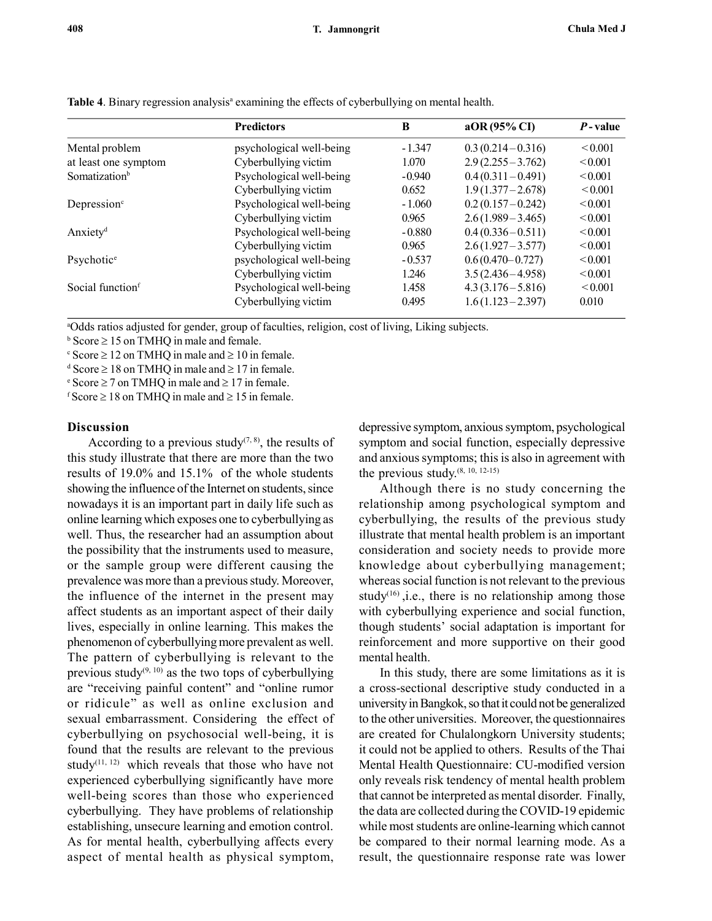**Table 4**. Binary regression analysis[a] examining the effects of cyberbullying on mental health.

| | Predictors | B | aOR (95% CI) | *P* - value |
|---|---|---|---|---|
| Mental problem at least one symptom | psychological well-being | - 1.347 | 0.3 (0.214 – 0.316) | < 0.001 |
| | Cyberbullying victim | 1.070 | 2.9 (2.255 – 3.762) | < 0.001 |
| Somatization[b] | Psychological well-being | - 0.940 | 0.4 (0.311 – 0.491) | < 0.001 |
| | Cyberbullying victim | 0.652 | 1.9 (1.377 – 2.678) | < 0.001 |
| Depression[c] | Psychological well-being | - 1.060 | 0.2 (0.157 – 0.242) | < 0.001 |
| | Cyberbullying victim | 0.965 | 2.6 (1.989 – 3.465) | < 0.001 |
| Anxiety[d] | Psychological well-being | - 0.880 | 0.4 (0.336 – 0.511) | < 0.001 |
| | Cyberbullying victim | 0.965 | 2.6 (1.927 – 3.577) | < 0.001 |
| Psychotic[e] | psychological well-being | - 0.537 | 0.6 (0.470– 0.727) | < 0.001 |
| | Cyberbullying victim | 1.246 | 3.5 (2.436 – 4.958) | < 0.001 |
| Social function[f] | Psychological well-being | 1.458 | 4.3 (3.176 – 5.816) | < 0.001 |
| | Cyberbullying victim | 0.495 | 1.6 (1.123 – 2.397) | 0.010 |

[a]Odds ratios adjusted for gender, group of faculties, religion, cost of living, Liking subjects.
[b] Score ≥ 15 on TMHQ in male and female.
[c] Score ≥ 12 on TMHQ in male and ≥ 10 in female.
[d] Score ≥ 18 on TMHQ in male and ≥ 17 in female.
[e] Score ≥ 7 on TMHQ in male and ≥ 17 in female.
[f] Score ≥ 18 on TMHQ in male and ≥ 15 in female.

## Discussion

According to a previous study[7, 8], the results of this study illustrate that there are more than the two results of 19.0% and 15.1% of the whole students showing the influence of the Internet on students, since nowadays it is an important part in daily life such as online learning which exposes one to cyberbullying as well. Thus, the researcher had an assumption about the possibility that the instruments used to measure, or the sample group were different causing the prevalence was more than a previous study. Moreover, the influence of the internet in the present may affect students as an important aspect of their daily lives, especially in online learning. This makes the phenomenon of cyberbullying more prevalent as well. The pattern of cyberbullying is relevant to the previous study[9, 10] as the two tops of cyberbullying are "receiving painful content" and "online rumor or ridicule" as well as online exclusion and sexual embarrassment. Considering the effect of cyberbullying on psychosocial well-being, it is found that the results are relevant to the previous study[11, 12] which reveals that those who have not experienced cyberbullying significantly have more well-being scores than those who experienced cyberbullying. They have problems of relationship establishing, unsecure learning and emotion control. As for mental health, cyberbullying affects every aspect of mental health as physical symptom, depressive symptom, anxious symptom, psychological symptom and social function, especially depressive and anxious symptoms; this is also in agreement with the previous study.[8, 10, 12-15]

Although there is no study concerning the relationship among psychological symptom and cyberbullying, the results of the previous study illustrate that mental health problem is an important consideration and society needs to provide more knowledge about cyberbullying management; whereas social function is not relevant to the previous study[16] ,i.e., there is no relationship among those with cyberbullying experience and social function, though students' social adaptation is important for reinforcement and more supportive on their good mental health.

In this study, there are some limitations as it is a cross-sectional descriptive study conducted in a university in Bangkok, so that it could not be generalized to the other universities. Moreover, the questionnaires are created for Chulalongkorn University students; it could not be applied to others. Results of the Thai Mental Health Questionnaire: CU-modified version only reveals risk tendency of mental health problem that cannot be interpreted as mental disorder. Finally, the data are collected during the COVID-19 epidemic while most students are online-learning which cannot be compared to their normal learning mode. As a result, the questionnaire response rate was lower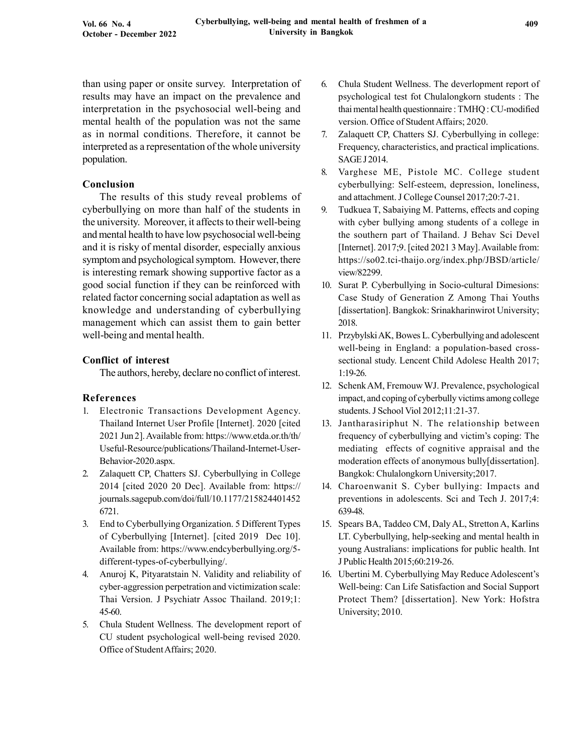than using paper or onsite survey. Interpretation of results may have an impact on the prevalence and interpretation in the psychosocial well-being and mental health of the population was not the same as in normal conditions. Therefore, it cannot be interpreted as a representation of the whole university population.

## Conclusion

The results of this study reveal problems of cyberbullying on more than half of the students in the university. Moreover, it affects to their well-being and mental health to have low psychosocial well-being and it is risky of mental disorder, especially anxious symptom and psychological symptom. However, there is interesting remark showing supportive factor as a good social function if they can be reinforced with related factor concerning social adaptation as well as knowledge and understanding of cyberbullying management which can assist them to gain better well-being and mental health.

## Conflict of interest

The authors, hereby, declare no conflict of interest.

## References

1. Electronic Transactions Development Agency. Thailand Internet User Profile [Internet]. 2020 [cited 2021 Jun 2]. Available from: https://www.etda.or.th/th/Useful-Resource/publications/Thailand-Internet-User-Behavior-2020.aspx.
2. Zalaquett CP, Chatters SJ. Cyberbullying in College 2014 [cited 2020 20 Dec]. Available from: https://journals.sagepub.com/doi/full/10.1177/2158244014526721.
3. End to Cyberbullying Organization. 5 Different Types of Cyberbullying [Internet]. [cited 2019 Dec 10]. Available from: https://www.endcyberbullying.org/5-different-types-of-cyberbullying/.
4. Anuroj K, Pityaratstain N. Validity and reliability of cyber-aggression perpetration and victimization scale: Thai Version. J Psychiatr Assoc Thailand. 2019;1: 45-60.
5. Chula Student Wellness. The development report of CU student psychological well-being revised 2020. Office of Student Affairs; 2020.
6. Chula Student Wellness. The deverlopment report of psychological test fot Chulalongkorn students : The thai mental health questionnaire : TMHQ : CU-modified version. Office of Student Affairs; 2020.
7. Zalaquett CP, Chatters SJ. Cyberbullying in college: Frequency, characteristics, and practical implications. SAGE J 2014.
8. Varghese ME, Pistole MC. College student cyberbullying: Self-esteem, depression, loneliness, and attachment. J College Counsel 2017;20:7-21.
9. Tudkuea T, Sabaiying M. Patterns, effects and coping with cyber bullying among students of a college in the southern part of Thailand. J Behav Sci Devel [Internet]. 2017;9. [cited 2021 3 May]. Available from: https://so02.tci-thaijo.org/index.php/JBSD/article/view/82299.
10. Surat P. Cyberbullying in Socio-cultural Dimesions: Case Study of Generation Z Among Thai Youths [dissertation]. Bangkok: Srinakharinwirot University; 2018.
11. Przybylski AK, Bowes L. Cyberbullying and adolescent well-being in England: a population-based cross-sectional study. Lencent Child Adolesc Health 2017; 1:19-26.
12. Schenk AM, Fremouw WJ. Prevalence, psychological impact, and coping of cyberbully victims among college students. J School Viol 2012;11:21-37.
13. Jantharasiriphut N. The relationship between frequency of cyberbullying and victim's coping: The mediating effects of cognitive appraisal and the moderation effects of anonymous bully[dissertation]. Bangkok: Chulalongkorn University;2017.
14. Charoenwanit S. Cyber bullying: Impacts and preventions in adolescents. Sci and Tech J. 2017;4: 639-48.
15. Spears BA, Taddeo CM, Daly AL, Stretton A, Karlins LT. Cyberbullying, help-seeking and mental health in young Australians: implications for public health. Int J Public Health 2015;60:219-26.
16. Ubertini M. Cyberbullying May Reduce Adolescent's Well-being: Can Life Satisfaction and Social Support Protect Them? [dissertation]. New York: Hofstra University; 2010.